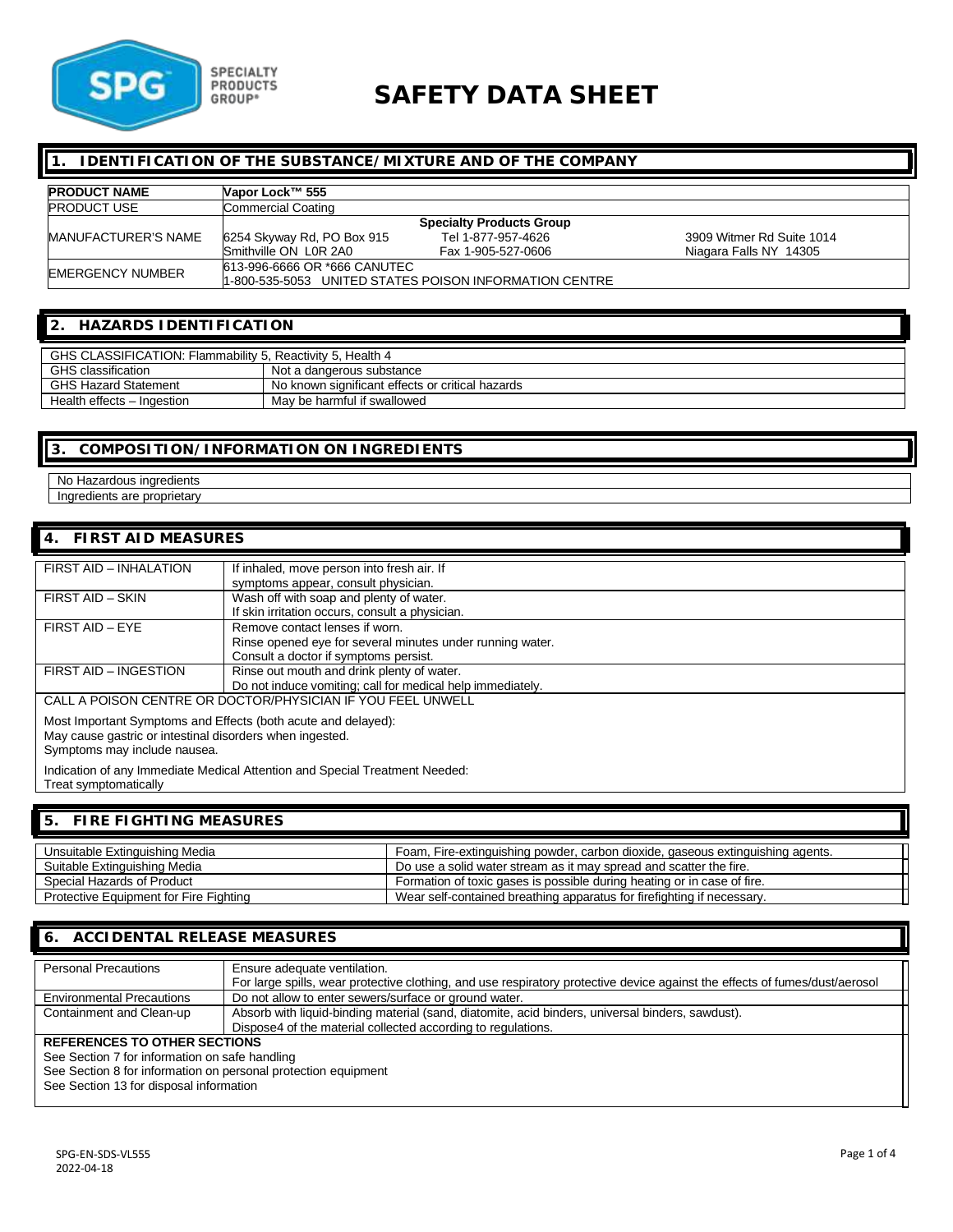# SAFETY DATA SHEET

## 1. IDENTIFICATION OF THE SUBSTANCE/MIXTURE AND OF THE COMPANY

| **PRODUCT NAME** | **Vapor Lock™ 555** | | |
|---|---|---|---|
| PRODUCT USE | Commercial Coating | | |
| MANUFACTURER'S NAME | **Specialty Products Group**<br>6254 Skyway Rd, PO Box 915<br>Smithville ON L0R 2A0 | Tel 1-877-957-4626<br>Fax 1-905-527-0606 | 3909 Witmer Rd Suite 1014<br>Niagara Falls NY 14305 |
| EMERGENCY NUMBER | 613-996-6666 OR *666 CANUTEC<br>1-800-535-5053 UNITED STATES POISON INFORMATION CENTRE | | |

## 2. HAZARDS IDENTIFICATION

| GHS CLASSIFICATION: Flammability 5, Reactivity 5, Health 4 | |
|---|---|
| GHS classification | Not a dangerous substance |
| GHS Hazard Statement | No known significant effects or critical hazards |
| Health effects – Ingestion | May be harmful if swallowed |

## 3. COMPOSITION/INFORMATION ON INGREDIENTS

No Hazardous ingredients

Ingredients are proprietary

## 4. FIRST AID MEASURES

| FIRST AID – INHALATION | If inhaled, move person into fresh air. If symptoms appear, consult physician. |
|---|---|
| FIRST AID – SKIN | Wash off with soap and plenty of water.<br>If skin irritation occurs, consult a physician. |
| FIRST AID – EYE | Remove contact lenses if worn.<br>Rinse opened eye for several minutes under running water.<br>Consult a doctor if symptoms persist. |
| FIRST AID – INGESTION | Rinse out mouth and drink plenty of water.<br>Do not induce vomiting; call for medical help immediately. |

CALL A POISON CENTRE OR DOCTOR/PHYSICIAN IF YOU FEEL UNWELL

Most Important Symptoms and Effects (both acute and delayed):
May cause gastric or intestinal disorders when ingested.
Symptoms may include nausea.

Indication of any Immediate Medical Attention and Special Treatment Needed:
Treat symptomatically

## 5. FIRE FIGHTING MEASURES

| Unsuitable Extinguishing Media | Foam, Fire-extinguishing powder, carbon dioxide, gaseous extinguishing agents. |
|---|---|
| Suitable Extinguishing Media | Do use a solid water stream as it may spread and scatter the fire. |
| Special Hazards of Product | Formation of toxic gases is possible during heating or in case of fire. |
| Protective Equipment for Fire Fighting | Wear self-contained breathing apparatus for firefighting if necessary. |

## 6. ACCIDENTAL RELEASE MEASURES

| Personal Precautions | Ensure adequate ventilation.<br>For large spills, wear protective clothing, and use respiratory protective device against the effects of fumes/dust/aerosol |
|---|---|
| Environmental Precautions | Do not allow to enter sewers/surface or ground water. |
| Containment and Clean-up | Absorb with liquid-binding material (sand, diatomite, acid binders, universal binders, sawdust).<br>Dispose4 of the material collected according to regulations. |

**REFERENCES TO OTHER SECTIONS**

See Section 7 for information on safe handling
See Section 8 for information on personal protection equipment
See Section 13 for disposal information

SPG-EN-SDS-VL555
2022-04-18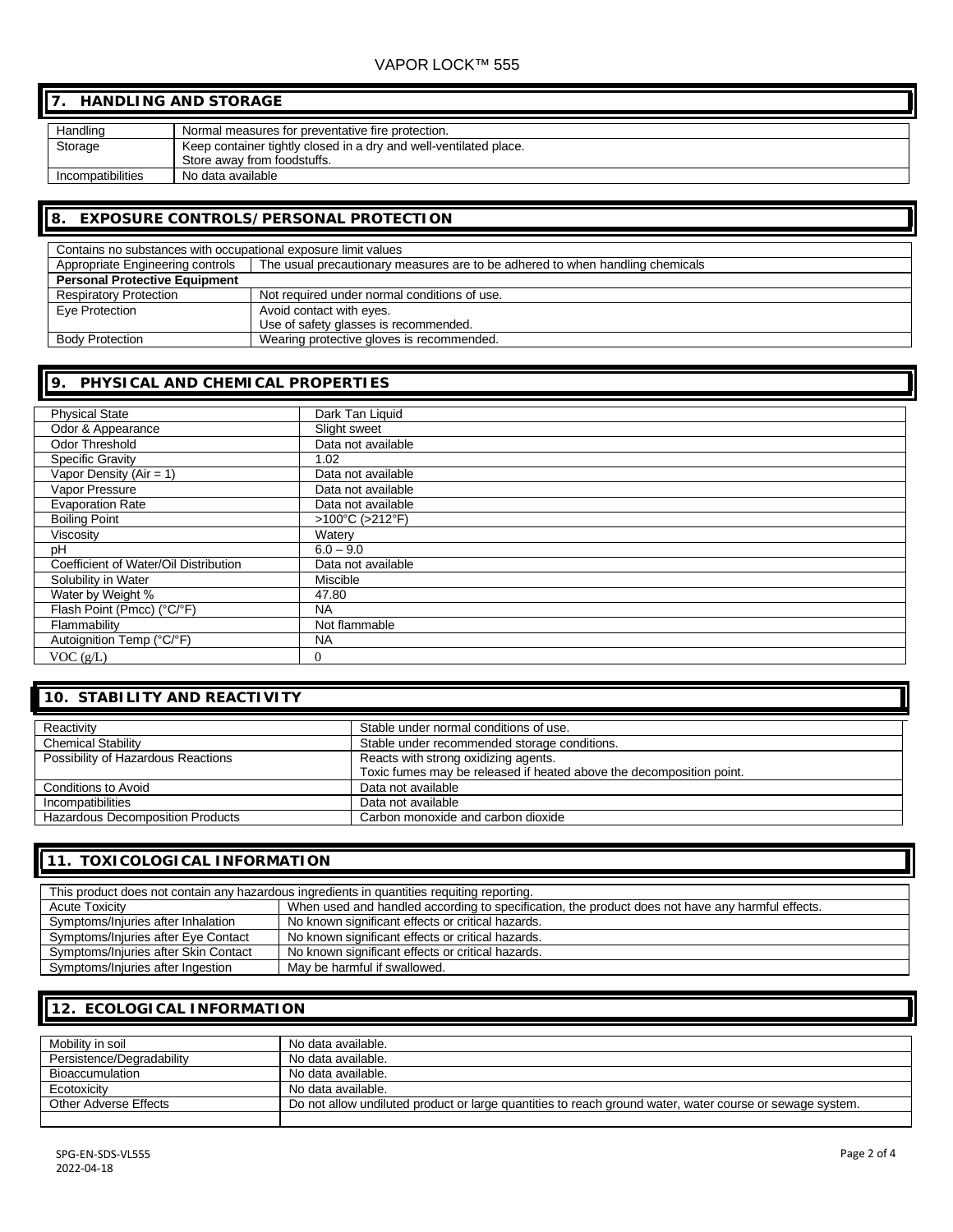## 7. HANDLING AND STORAGE

| | |
|---|---|
| Handling | Normal measures for preventative fire protection. |
| Storage | Keep container tightly closed in a dry and well-ventilated place.<br>Store away from foodstuffs. |
| Incompatibilities | No data available |

## 8. EXPOSURE CONTROLS/PERSONAL PROTECTION

| | |
|---|---|
| Contains no substances with occupational exposure limit values | |
| Appropriate Engineering controls | The usual precautionary measures are to be adhered to when handling chemicals |
| **Personal Protective Equipment** | |
| Respiratory Protection | Not required under normal conditions of use. |
| Eye Protection | Avoid contact with eyes.<br>Use of safety glasses is recommended. |
| Body Protection | Wearing protective gloves is recommended. |

## 9. PHYSICAL AND CHEMICAL PROPERTIES

| | |
|---|---|
| Physical State | Dark Tan Liquid |
| Odor & Appearance | Slight sweet |
| Odor Threshold | Data not available |
| Specific Gravity | 1.02 |
| Vapor Density (Air = 1) | Data not available |
| Vapor Pressure | Data not available |
| Evaporation Rate | Data not available |
| Boiling Point | >100°C (>212°F) |
| Viscosity | Watery |
| pH | 6.0 – 9.0 |
| Coefficient of Water/Oil Distribution | Data not available |
| Solubility in Water | Miscible |
| Water by Weight % | 47.80 |
| Flash Point (Pmcc) (°C/°F) | NA |
| Flammability | Not flammable |
| Autoignition Temp (°C/°F) | NA |
| VOC (g/L) | 0 |

## 10. STABILITY AND REACTIVITY

| | |
|---|---|
| Reactivity | Stable under normal conditions of use. |
| Chemical Stability | Stable under recommended storage conditions. |
| Possibility of Hazardous Reactions | Reacts with strong oxidizing agents.<br>Toxic fumes may be released if heated above the decomposition point. |
| Conditions to Avoid | Data not available |
| Incompatibilities | Data not available |
| Hazardous Decomposition Products | Carbon monoxide and carbon dioxide |

## 11. TOXICOLOGICAL INFORMATION

| | |
|---|---|
| This product does not contain any hazardous ingredients in quantities requiting reporting. | |
| Acute Toxicity | When used and handled according to specification, the product does not have any harmful effects. |
| Symptoms/Injuries after Inhalation | No known significant effects or critical hazards. |
| Symptoms/Injuries after Eye Contact | No known significant effects or critical hazards. |
| Symptoms/Injuries after Skin Contact | No known significant effects or critical hazards. |
| Symptoms/Injuries after Ingestion | May be harmful if swallowed. |

## 12. ECOLOGICAL INFORMATION

| | |
|---|---|
| Mobility in soil | No data available. |
| Persistence/Degradability | No data available. |
| Bioaccumulation | No data available. |
| Ecotoxicity | No data available. |
| Other Adverse Effects | Do not allow undiluted product or large quantities to reach ground water, water course or sewage system. |

SPG-EN-SDS-VL555
2022-04-18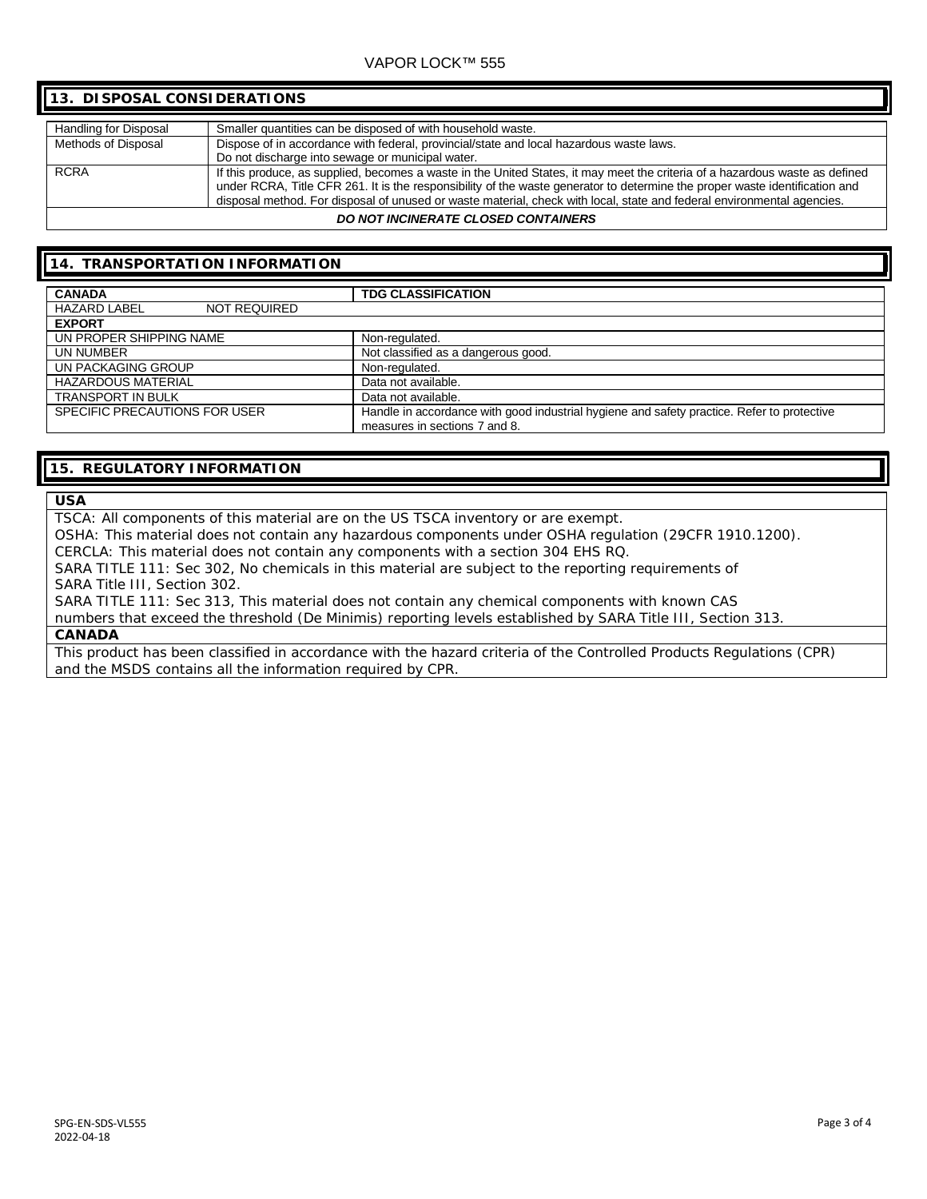## 13. DISPOSAL CONSIDERATIONS

| | |
|---|---|
| Handling for Disposal | Smaller quantities can be disposed of with household waste. |
| Methods of Disposal | Dispose of in accordance with federal, provincial/state and local hazardous waste laws.<br>Do not discharge into sewage or municipal water. |
| RCRA | If this produce, as supplied, becomes a waste in the United States, it may meet the criteria of a hazardous waste as defined under RCRA, Title CFR 261. It is the responsibility of the waste generator to determine the proper waste identification and disposal method. For disposal of unused or waste material, check with local, state and federal environmental agencies. |

***DO NOT INCINERATE CLOSED CONTAINERS***

## 14. TRANSPORTATION INFORMATION

| CANADA | TDG CLASSIFICATION |
|---|---|
| HAZARD LABEL NOT REQUIRED | |
| **EXPORT** | |
| UN PROPER SHIPPING NAME | Non-regulated. |
| UN NUMBER | Not classified as a dangerous good. |
| UN PACKAGING GROUP | Non-regulated. |
| HAZARDOUS MATERIAL | Data not available. |
| TRANSPORT IN BULK | Data not available. |
| SPECIFIC PRECAUTIONS FOR USER | Handle in accordance with good industrial hygiene and safety practice. Refer to protective measures in sections 7 and 8. |

## 15. REGULATORY INFORMATION

**USA**

TSCA: All components of this material are on the US TSCA inventory or are exempt.
OSHA: This material does not contain any hazardous components under OSHA regulation (29CFR 1910.1200).
CERCLA: This material does not contain any components with a section 304 EHS RQ.
SARA TITLE 111: Sec 302, No chemicals in this material are subject to the reporting requirements of SARA Title III, Section 302.
SARA TITLE 111: Sec 313, This material does not contain any chemical components with known CAS numbers that exceed the threshold (De Minimis) reporting levels established by SARA Title III, Section 313.

**CANADA**

This product has been classified in accordance with the hazard criteria of the Controlled Products Regulations (CPR) and the MSDS contains all the information required by CPR.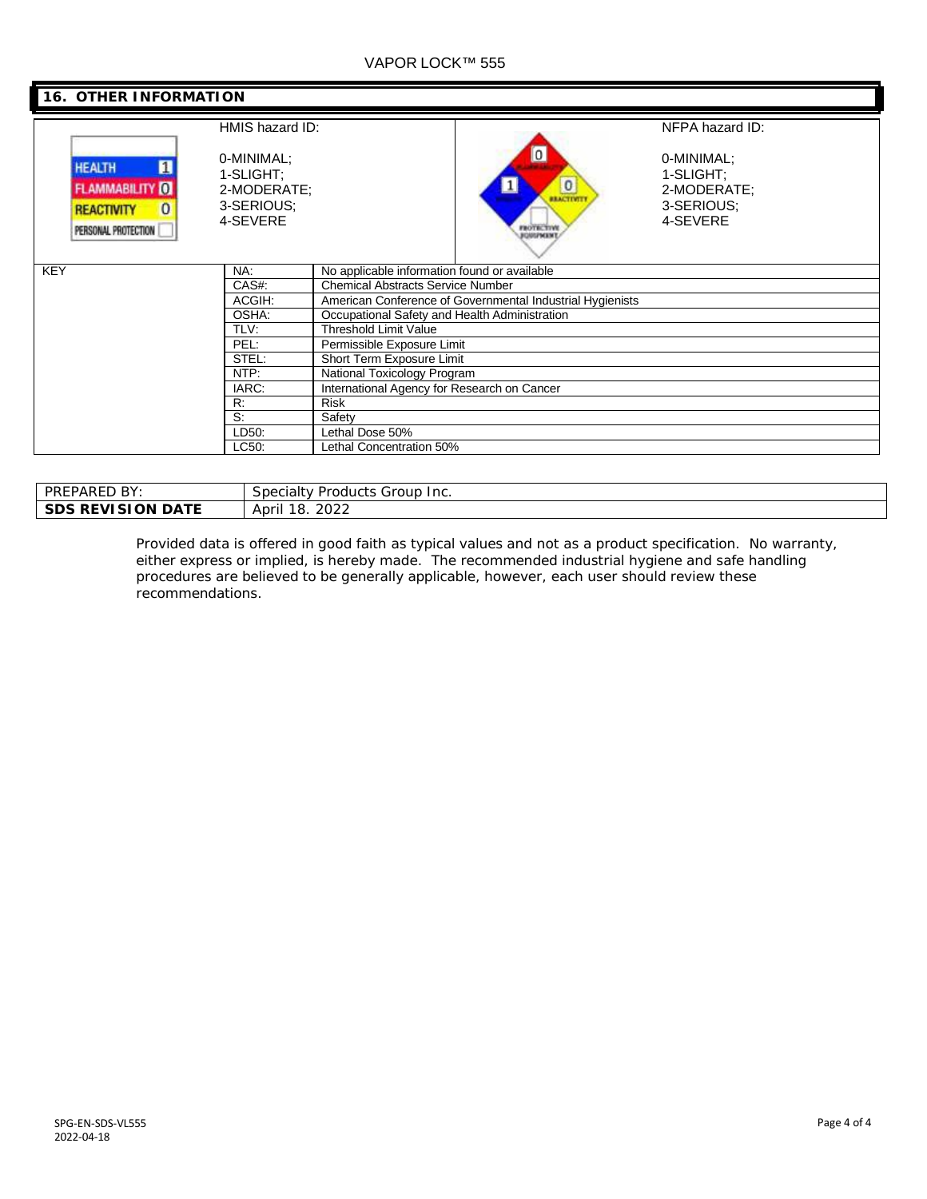## 16. OTHER INFORMATION

HEALTH 1
FLAMMABILITY 0
REACTIVITY 0
PERSONAL PROTECTION

HMIS hazard ID:

0-MINIMAL;
1-SLIGHT;
2-MODERATE;
3-SERIOUS;
4-SEVERE

0
1
0

NFPA hazard ID:

0-MINIMAL;
1-SLIGHT;
2-MODERATE;
3-SERIOUS;
4-SEVERE

| | | |
|---|---|---|
| KEY | NA: | No applicable information found or available |
| | CAS#: | Chemical Abstracts Service Number |
| | ACGIH: | American Conference of Governmental Industrial Hygienists |
| | OSHA: | Occupational Safety and Health Administration |
| | TLV: | Threshold Limit Value |
| | PEL: | Permissible Exposure Limit |
| | STEL: | Short Term Exposure Limit |
| | NTP: | National Toxicology Program |
| | IARC: | International Agency for Research on Cancer |
| | R: | Risk |
| | S: | Safety |
| | LD50: | Lethal Dose 50% |
| | LC50: | Lethal Concentration 50% |

| | |
|---|---|
| PREPARED BY: | Specialty Products Group Inc. |
| **SDS REVISION DATE** | April 18. 2022 |

Provided data is offered in good faith as typical values and not as a product specification. No warranty, either express or implied, is hereby made. The recommended industrial hygiene and safe handling procedures are believed to be generally applicable, however, each user should review these recommendations.